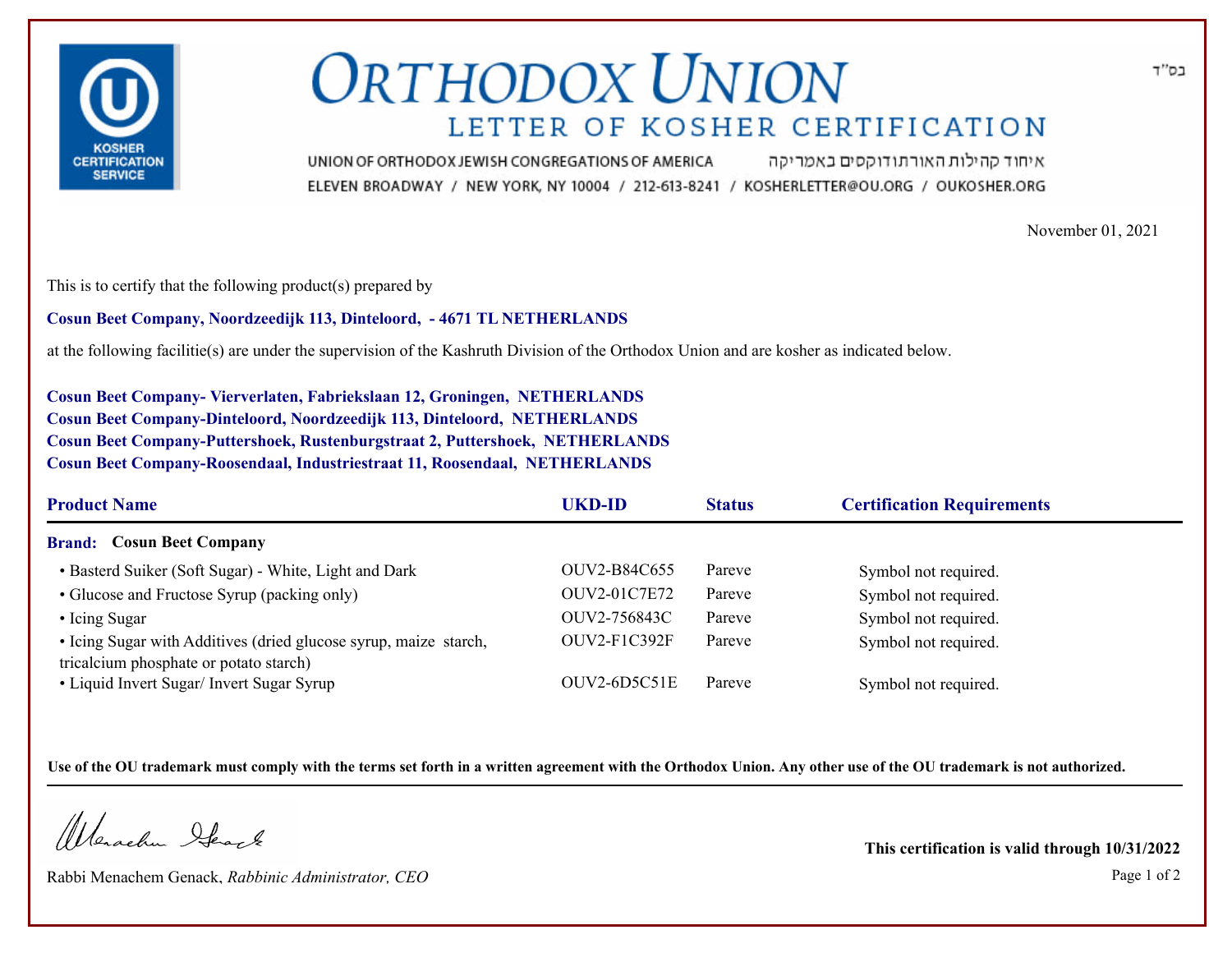בס"ד

# ORTHODOX UNION

## LETTER OF KOSHER CERTIFICATION

UNION OF ORTHODOX JEWISH CONGREGATIONS OF AMERICA איחוד קהילות האורתודוקסים באמריקה

ELEVEN BROADWAY / NEW YORK, NY 10004 / 212-613-8241 / KOSHERLETTER@OU.ORG / OUKOSHER.ORG

November 01, 2021

This is to certify that the following product(s) prepared by

**Cosun Beet Company, Noordzeedijk 113, Dinteloord, - 4671 TL NETHERLANDS**

at the following facilitie(s) are under the supervision of the Kashruth Division of the Orthodox Union and are kosher as indicated below.

**Cosun Beet Company- Vierverlaten, Fabriekslaan 12, Groningen, NETHERLANDS**
**Cosun Beet Company-Dinteloord, Noordzeedijk 113, Dinteloord, NETHERLANDS**
**Cosun Beet Company-Puttershoek, Rustenburgstraat 2, Puttershoek, NETHERLANDS**
**Cosun Beet Company-Roosendaal, Industriestraat 11, Roosendaal, NETHERLANDS**

| Product Name | UKD-ID | Status | Certification Requirements |
|---|---|---|---|
| **Brand: Cosun Beet Company** | | | |
| • Basterd Suiker (Soft Sugar) - White, Light and Dark | OUV2-B84C655 | Pareve | Symbol not required. |
| • Glucose and Fructose Syrup (packing only) | OUV2-01C7E72 | Pareve | Symbol not required. |
| • Icing Sugar | OUV2-756843C | Pareve | Symbol not required. |
| • Icing Sugar with Additives (dried glucose syrup, maize starch, tricalcium phosphate or potato starch) | OUV2-F1C392F | Pareve | Symbol not required. |
| • Liquid Invert Sugar/ Invert Sugar Syrup | OUV2-6D5C51E | Pareve | Symbol not required. |

**Use of the OU trademark must comply with the terms set forth in a written agreement with the Orthodox Union. Any other use of the OU trademark is not authorized.**

Rabbi Menachem Genack, *Rabbinic Administrator, CEO*

**This certification is valid through 10/31/2022**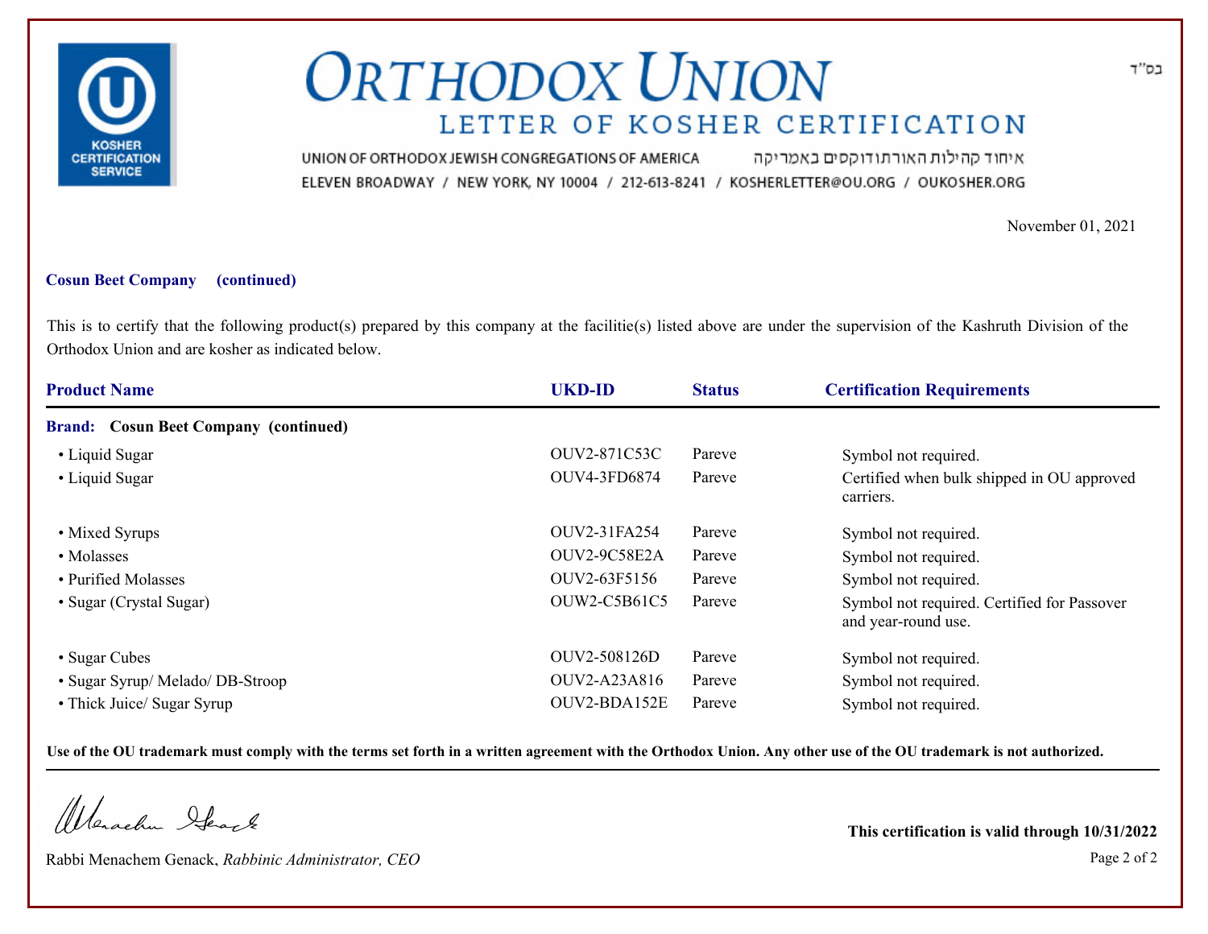בס"ד

# ORTHODOX UNION

## LETTER OF KOSHER CERTIFICATION

KOSHER CERTIFICATION SERVICE

UNION OF ORTHODOX JEWISH CONGREGATIONS OF AMERICA איחוד קהילות האורתודוקסים באמריקה

ELEVEN BROADWAY / NEW YORK, NY 10004 / 212-613-8241 / KOSHERLETTER@OU.ORG / OUKOSHER.ORG

November 01, 2021

**Cosun Beet Company (continued)**

This is to certify that the following product(s) prepared by this company at the facilitie(s) listed above are under the supervision of the Kashruth Division of the Orthodox Union and are kosher as indicated below.

| Product Name | UKD-ID | Status | Certification Requirements |
|---|---|---|---|
| **Brand: Cosun Beet Company (continued)** | | | |
| • Liquid Sugar | OUV2-871C53C | Pareve | Symbol not required. |
| • Liquid Sugar | OUV4-3FD6874 | Pareve | Certified when bulk shipped in OU approved carriers. |
| • Mixed Syrups | OUV2-31FA254 | Pareve | Symbol not required. |
| • Molasses | OUV2-9C58E2A | Pareve | Symbol not required. |
| • Purified Molasses | OUV2-63F5156 | Pareve | Symbol not required. |
| • Sugar (Crystal Sugar) | OUW2-C5B61C5 | Pareve | Symbol not required. Certified for Passover and year-round use. |
| • Sugar Cubes | OUV2-508126D | Pareve | Symbol not required. |
| • Sugar Syrup/ Melado/ DB-Stroop | OUV2-A23A816 | Pareve | Symbol not required. |
| • Thick Juice/ Sugar Syrup | OUV2-BDA152E | Pareve | Symbol not required. |

**Use of the OU trademark must comply with the terms set forth in a written agreement with the Orthodox Union. Any other use of the OU trademark is not authorized.**

Rabbi Menachem Genack, *Rabbinic Administrator, CEO*

**This certification is valid through 10/31/2022**